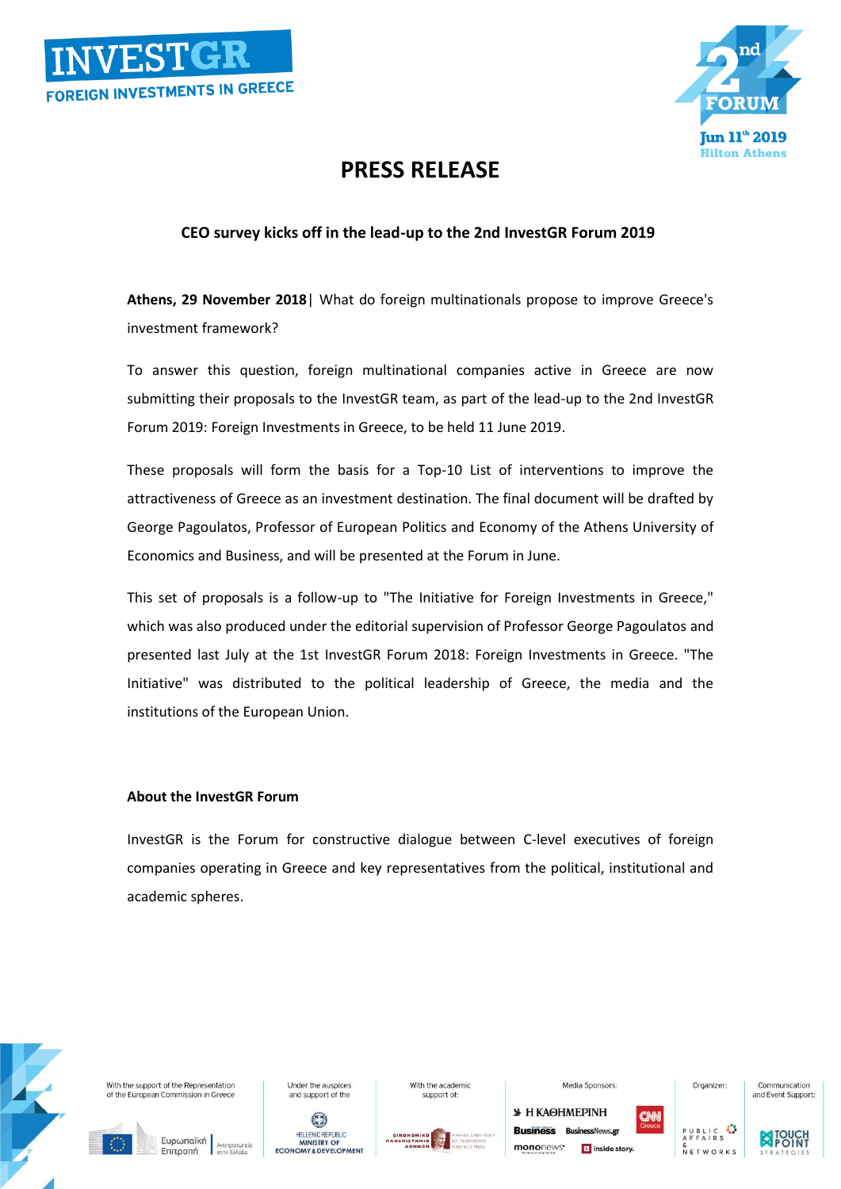# PRESS RELEASE

**CEO survey kicks off in the lead-up to the 2nd InvestGR Forum 2019**

**Athens, 29 November 2018**| What do foreign multinationals propose to improve Greece's investment framework?

To answer this question, foreign multinational companies active in Greece are now submitting their proposals to the InvestGR team, as part of the lead-up to the 2nd InvestGR Forum 2019: Foreign Investments in Greece, to be held 11 June 2019.

These proposals will form the basis for a Top-10 List of interventions to improve the attractiveness of Greece as an investment destination. The final document will be drafted by George Pagoulatos, Professor of European Politics and Economy of the Athens University of Economics and Business, and will be presented at the Forum in June.

This set of proposals is a follow-up to "The Initiative for Foreign Investments in Greece," which was also produced under the editorial supervision of Professor George Pagoulatos and presented last July at the 1st InvestGR Forum 2018: Foreign Investments in Greece. "The Initiative" was distributed to the political leadership of Greece, the media and the institutions of the European Union.

**About the InvestGR Forum**

InvestGR is the Forum for constructive dialogue between C-level executives of foreign companies operating in Greece and key representatives from the political, institutional and academic spheres.

With the support of the Representation of the European Commission in Greece

Under the auspices and support of the HELLENIC REPUBLIC MINISTRY OF ECONOMY & DEVELOPMENT

With the academic support of:

Media Sponsors:

Organizer:

Communication and Event Support: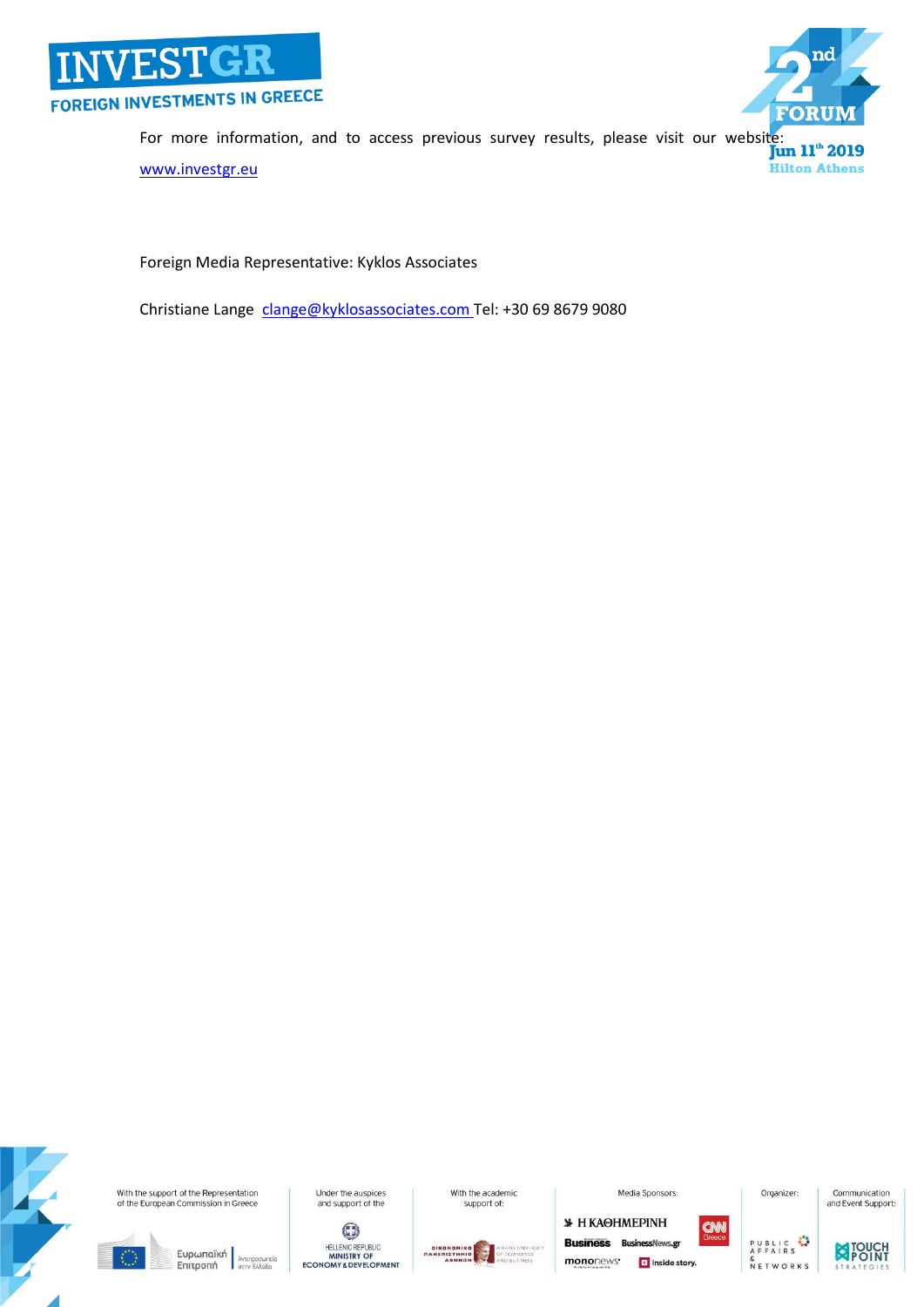For more information, and to access previous survey results, please visit our website: [www.investgr.eu](http://www.investgr.eu)

Foreign Media Representative: Kyklos Associates

Christiane Lange [clange@kyklosassociates.com](mailto:clange@kyklosassociates.com) Tel: +30 69 8679 9080